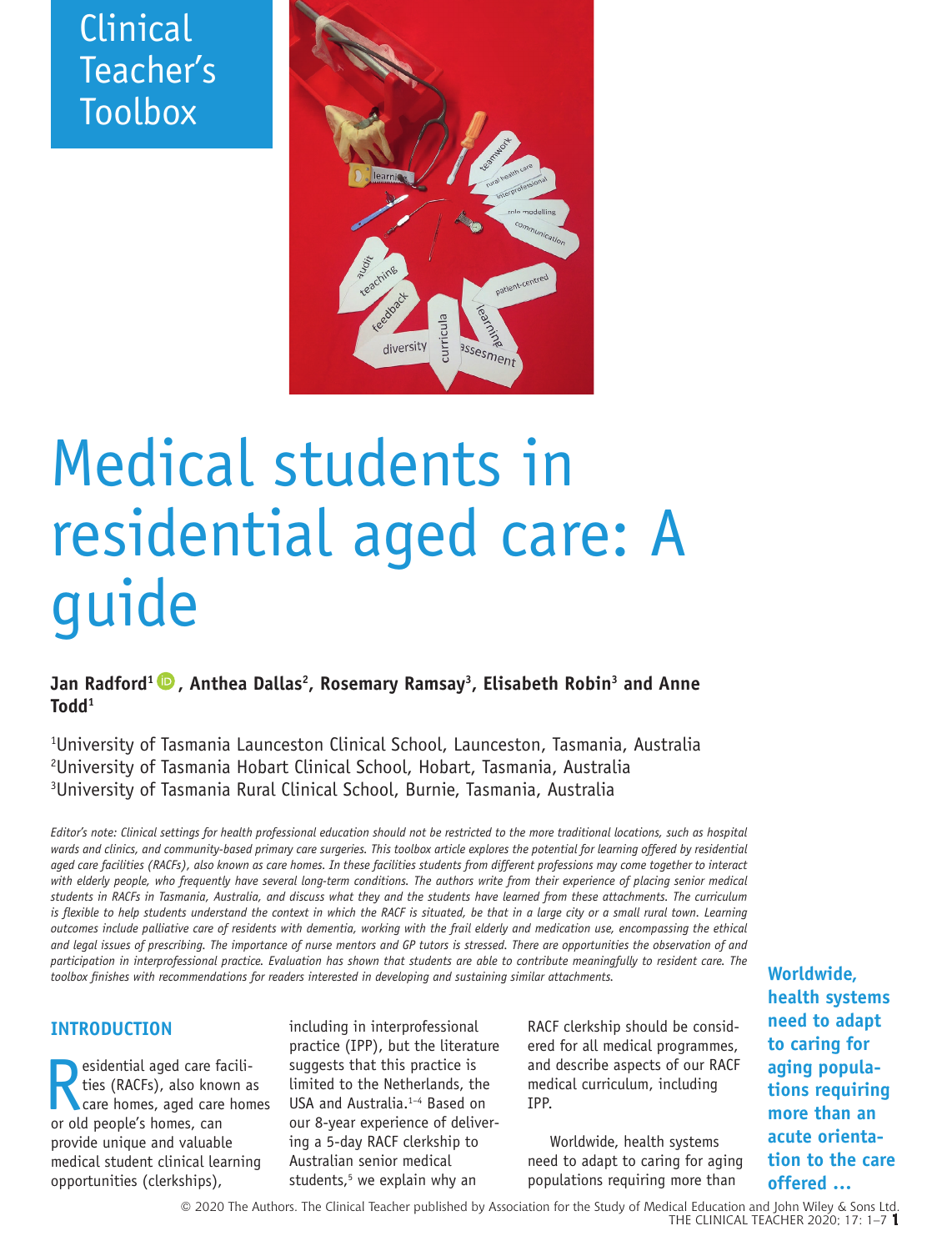Clinical Teacher's Toolbox

# Medical students in residential aged care: A guide

**Jan Radford[1], Anthea Dallas[2], Rosemary Ramsay[3], Elisabeth Robin[3] and Anne Todd[1]**

[1]University of Tasmania Launceston Clinical School, Launceston, Tasmania, Australia
[2]University of Tasmania Hobart Clinical School, Hobart, Tasmania, Australia
[3]University of Tasmania Rural Clinical School, Burnie, Tasmania, Australia

*Editor's note: Clinical settings for health professional education should not be restricted to the more traditional locations, such as hospital wards and clinics, and community-based primary care surgeries. This toolbox article explores the potential for learning offered by residential aged care facilities (RACFs), also known as care homes. In these facilities students from different professions may come together to interact with elderly people, who frequently have several long-term conditions. The authors write from their experience of placing senior medical students in RACFs in Tasmania, Australia, and discuss what they and the students have learned from these attachments. The curriculum is flexible to help students understand the context in which the RACF is situated, be that in a large city or a small rural town. Learning outcomes include palliative care of residents with dementia, working with the frail elderly and medication use, encompassing the ethical and legal issues of prescribing. The importance of nurse mentors and GP tutors is stressed. There are opportunities the observation of and participation in interprofessional practice. Evaluation has shown that students are able to contribute meaningfully to resident care. The toolbox finishes with recommendations for readers interested in developing and sustaining similar attachments.*

## INTRODUCTION

Residential aged care facilities (RACFs), also known as care homes, aged care homes or old people's homes, can provide unique and valuable medical student clinical learning opportunities (clerkships), including in interprofessional practice (IPP), but the literature suggests that this practice is limited to the Netherlands, the USA and Australia.[1–4] Based on our 8-year experience of delivering a 5-day RACF clerkship to Australian senior medical students,[5] we explain why an RACF clerkship should be considered for all medical programmes, and describe aspects of our RACF medical curriculum, including IPP.

Worldwide, health systems need to adapt to caring for aging populations requiring more than

**Worldwide, health systems need to adapt to caring for aging populations requiring more than an acute orientation to the care offered ...**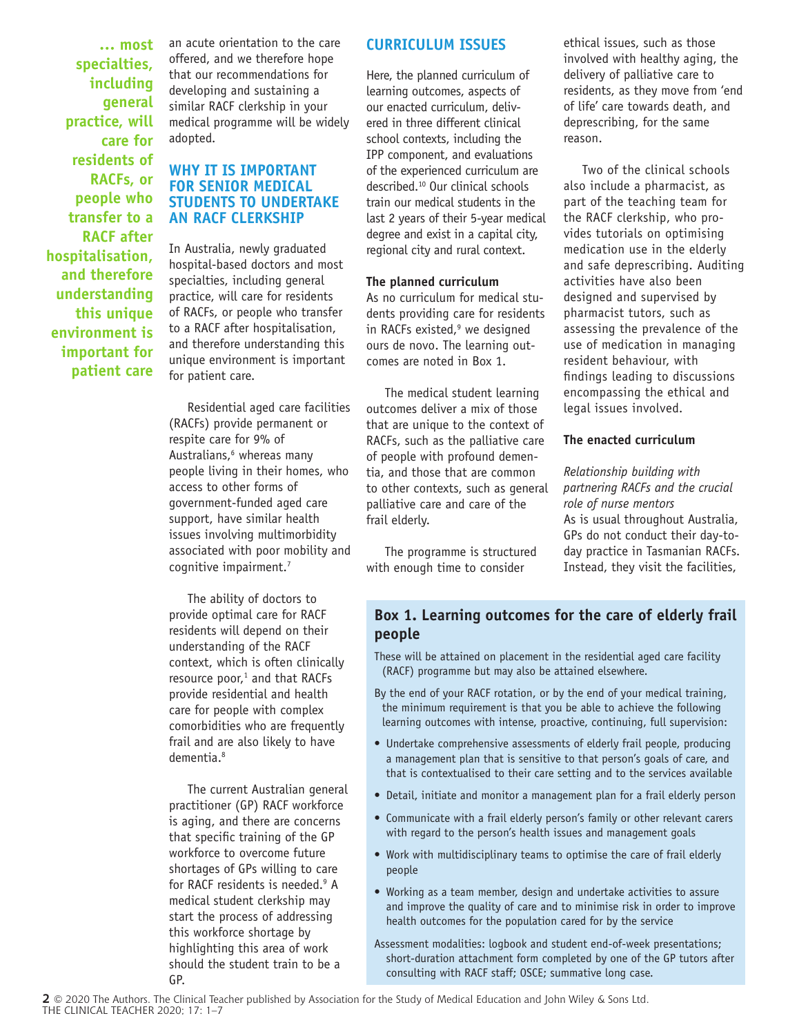**... most specialties, including general practice, will care for residents of RACFs, or people who transfer to a RACF after hospitalisation, and therefore understanding this unique environment is important for patient care**

an acute orientation to the care offered, and we therefore hope that our recommendations for developing and sustaining a similar RACF clerkship in your medical programme will be widely adopted.

## WHY IT IS IMPORTANT FOR SENIOR MEDICAL STUDENTS TO UNDERTAKE AN RACF CLERKSHIP

In Australia, newly graduated hospital-based doctors and most specialties, including general practice, will care for residents of RACFs, or people who transfer to a RACF after hospitalisation, and therefore understanding this unique environment is important for patient care.

Residential aged care facilities (RACFs) provide permanent or respite care for 9% of Australians,[6] whereas many people living in their homes, who access to other forms of government-funded aged care support, have similar health issues involving multimorbidity associated with poor mobility and cognitive impairment.[7]

The ability of doctors to provide optimal care for RACF residents will depend on their understanding of the RACF context, which is often clinically resource poor,[1] and that RACFs provide residential and health care for people with complex comorbidities who are frequently frail and are also likely to have dementia.[8]

The current Australian general practitioner (GP) RACF workforce is aging, and there are concerns that specific training of the GP workforce to overcome future shortages of GPs willing to care for RACF residents is needed.[9] A medical student clerkship may start the process of addressing this workforce shortage by highlighting this area of work should the student train to be a GP.

## CURRICULUM ISSUES

Here, the planned curriculum of learning outcomes, aspects of our enacted curriculum, delivered in three different clinical school contexts, including the IPP component, and evaluations of the experienced curriculum are described.[10] Our clinical schools train our medical students in the last 2 years of their 5-year medical degree and exist in a capital city, regional city and rural context.

### The planned curriculum

As no curriculum for medical students providing care for residents in RACFs existed,[9] we designed ours de novo. The learning outcomes are noted in Box 1.

The medical student learning outcomes deliver a mix of those that are unique to the context of RACFs, such as the palliative care of people with profound dementia, and those that are common to other contexts, such as general palliative care and care of the frail elderly.

The programme is structured with enough time to consider ethical issues, such as those involved with healthy aging, the delivery of palliative care to residents, as they move from 'end of life' care towards death, and deprescribing, for the same reason.

Two of the clinical schools also include a pharmacist, as part of the teaching team for the RACF clerkship, who provides tutorials on optimising medication use in the elderly and safe deprescribing. Auditing activities have also been designed and supervised by pharmacist tutors, such as assessing the prevalence of the use of medication in managing resident behaviour, with findings leading to discussions encompassing the ethical and legal issues involved.

### The enacted curriculum

*Relationship building with partnering RACFs and the crucial role of nurse mentors*

As is usual throughout Australia, GPs do not conduct their day-to-day practice in Tasmanian RACFs. Instead, they visit the facilities,

> **Box 1. Learning outcomes for the care of elderly frail people**
>
> These will be attained on placement in the residential aged care facility (RACF) programme but may also be attained elsewhere.
>
> By the end of your RACF rotation, or by the end of your medical training, the minimum requirement is that you be able to achieve the following learning outcomes with intense, proactive, continuing, full supervision:
>
> - Undertake comprehensive assessments of elderly frail people, producing a management plan that is sensitive to that person's goals of care, and that is contextualised to their care setting and to the services available
> - Detail, initiate and monitor a management plan for a frail elderly person
> - Communicate with a frail elderly person's family or other relevant carers with regard to the person's health issues and management goals
> - Work with multidisciplinary teams to optimise the care of frail elderly people
> - Working as a team member, design and undertake activities to assure and improve the quality of care and to minimise risk in order to improve health outcomes for the population cared for by the service
>
> Assessment modalities: logbook and student end-of-week presentations; short-duration attachment form completed by one of the GP tutors after consulting with RACF staff; OSCE; summative long case.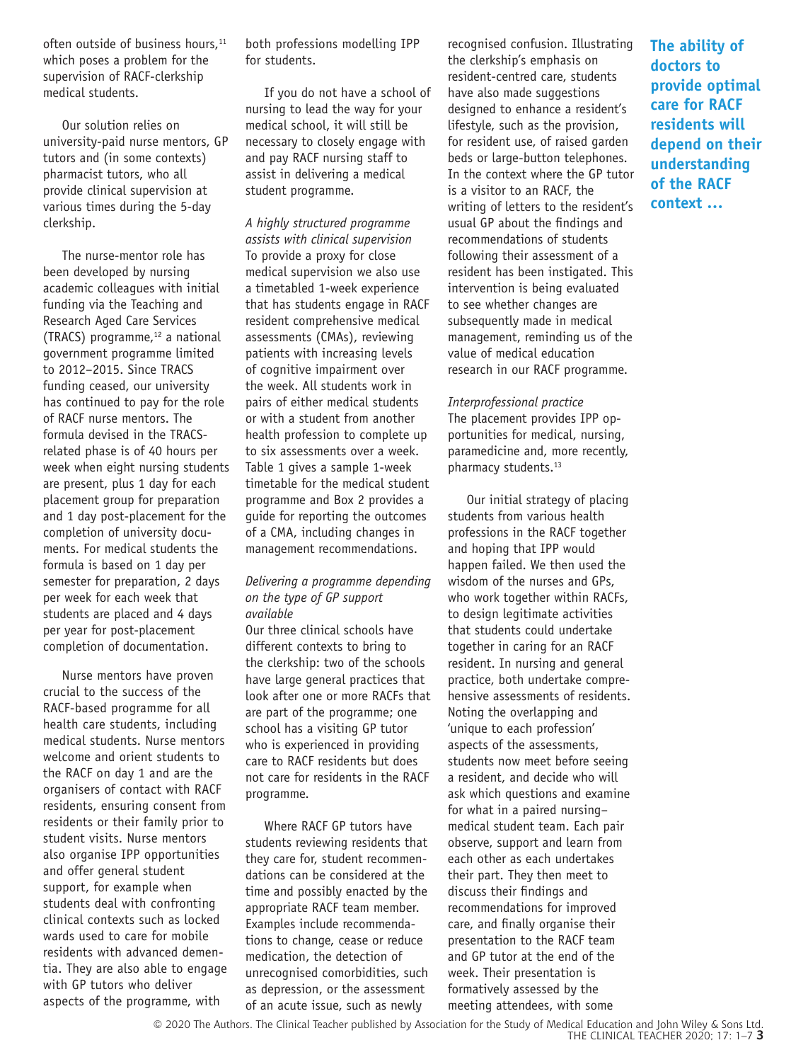often outside of business hours,[11] which poses a problem for the supervision of RACF-clerkship medical students.

Our solution relies on university-paid nurse mentors, GP tutors and (in some contexts) pharmacist tutors, who all provide clinical supervision at various times during the 5-day clerkship.

The nurse-mentor role has been developed by nursing academic colleagues with initial funding via the Teaching and Research Aged Care Services (TRACS) programme,[12] a national government programme limited to 2012–2015. Since TRACS funding ceased, our university has continued to pay for the role of RACF nurse mentors. The formula devised in the TRACS-related phase is of 40 hours per week when eight nursing students are present, plus 1 day for each placement group for preparation and 1 day post-placement for the completion of university documents. For medical students the formula is based on 1 day per semester for preparation, 2 days per week for each week that students are placed and 4 days per year for post-placement completion of documentation.

Nurse mentors have proven crucial to the success of the RACF-based programme for all health care students, including medical students. Nurse mentors welcome and orient students to the RACF on day 1 and are the organisers of contact with RACF residents, ensuring consent from residents or their family prior to student visits. Nurse mentors also organise IPP opportunities and offer general student support, for example when students deal with confronting clinical contexts such as locked wards used to care for mobile residents with advanced dementia. They are also able to engage with GP tutors who deliver aspects of the programme, with both professions modelling IPP for students.

If you do not have a school of nursing to lead the way for your medical school, it will still be necessary to closely engage with and pay RACF nursing staff to assist in delivering a medical student programme.

*A highly structured programme assists with clinical supervision*

To provide a proxy for close medical supervision we also use a timetabled 1-week experience that has students engage in RACF resident comprehensive medical assessments (CMAs), reviewing patients with increasing levels of cognitive impairment over the week. All students work in pairs of either medical students or with a student from another health profession to complete up to six assessments over a week. Table 1 gives a sample 1-week timetable for the medical student programme and Box 2 provides a guide for reporting the outcomes of a CMA, including changes in management recommendations.

*Delivering a programme depending on the type of GP support available*

Our three clinical schools have different contexts to bring to the clerkship: two of the schools have large general practices that look after one or more RACFs that are part of the programme; one school has a visiting GP tutor who is experienced in providing care to RACF residents but does not care for residents in the RACF programme.

Where RACF GP tutors have students reviewing residents that they care for, student recommendations can be considered at the time and possibly enacted by the appropriate RACF team member. Examples include recommendations to change, cease or reduce medication, the detection of unrecognised comorbidities, such as depression, or the assessment of an acute issue, such as newly recognised confusion. Illustrating the clerkship's emphasis on resident-centred care, students have also made suggestions designed to enhance a resident's lifestyle, such as the provision, for resident use, of raised garden beds or large-button telephones. In the context where the GP tutor is a visitor to an RACF, the writing of letters to the resident's usual GP about the findings and recommendations of students following their assessment of a resident has been instigated. This intervention is being evaluated to see whether changes are subsequently made in medical management, reminding us of the value of medical education research in our RACF programme.

*Interprofessional practice*

The placement provides IPP opportunities for medical, nursing, paramedicine and, more recently, pharmacy students.[13]

Our initial strategy of placing students from various health professions in the RACF together and hoping that IPP would happen failed. We then used the wisdom of the nurses and GPs, who work together within RACFs, to design legitimate activities that students could undertake together in caring for an RACF resident. In nursing and general practice, both undertake comprehensive assessments of residents. Noting the overlapping and 'unique to each profession' aspects of the assessments, students now meet before seeing a resident, and decide who will ask which questions and examine for what in a paired nursing–medical student team. Each pair observe, support and learn from each other as each undertakes their part. They then meet to discuss their findings and recommendations for improved care, and finally organise their presentation to the RACF team and GP tutor at the end of the week. Their presentation is formatively assessed by the meeting attendees, with some

**The ability of doctors to provide optimal care for RACF residents will depend on their understanding of the RACF context …**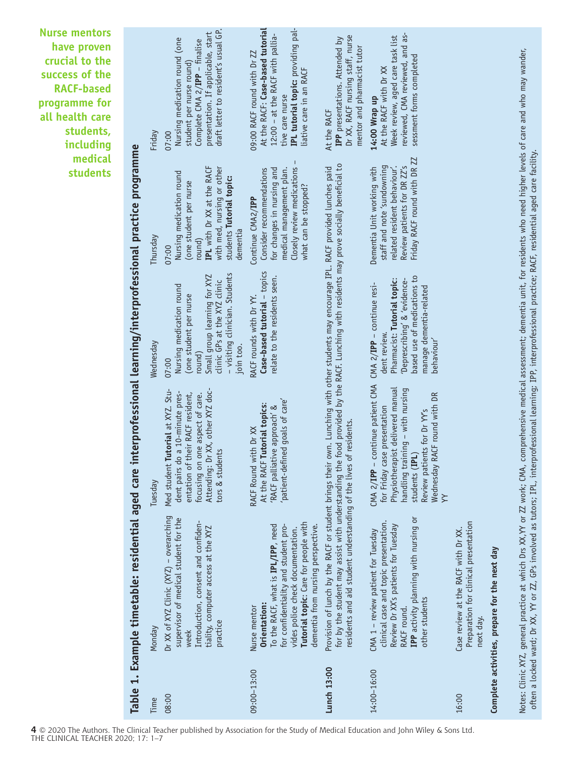**Nurse mentors have proven crucial to the success of the RACF-based programme for all health care students, including medical students**

**Table 1. Example timetable: residential aged care interprofessional learning/interprofessional practice programme**

| Time | Monday | Tuesday | Wednesday | Thursday | Friday |
|---|---|---|---|---|---|
| 08:00 | Dr XX of XYZ Clinic (XYZ) – overarching supervisor of medical student for the week<br>Introduction, consent and confidentiality, computer access at the XYZ practice | Med student **Tutorial** at XYZ. Student pairs do a 10-minute presentation of their RACF resident, focusing on one aspect of care. Attending: Dr XX, other XYZ doctors & students | 07:00<br>Nursing medication round (one student per nurse round)<br>Small group learning for XYZ clinic GPs at the XYZ clinic – visiting clinician. Students join too. | 07:00<br>Nursing medication round (one student per nurse round)<br>**IPL** with Dr XX at the RACF with med, nursing or other students **Tutorial topic:** dementia | 07:00<br>Nursing medication round (one student per nurse round)<br>Complete CMA 2/**IPP** – finalise presentation. If applicable, start draft letter to resident's usual GP. |
| 09:00–13:00 | Nurse mentor<br>**Orientation:**<br>To the RACF, what is **IPL/IPP**, need for confidentiality and student provides police check documentation.<br>**Tutorial topic**: Care for people with dementia from nursing perspective. | RACF Round with Dr XX<br>At the RACF **Tutorial topics:** 'RACF palliative approach' & 'patient-defined goals of care' | RACF rounds with Dr YY.<br>**Case-based tutorial** – topics relate to the residents seen. | Continue CMA2/**IPP**<br>Consider recommendations for changes in nursing and medical management plan.<br>Closely review medications – what can be stopped? | 09:00 RACF round with Dr ZZ<br>At the RACF: **Case-based tutorial**<br>12:00 – at the RACF with palliative care nurse<br>**IPL tutorial topic:** providing palliative care in an RACF |
| **Lunch 13:00** | Provision of lunch by the RACF or student brings their own. Lunching with other students may encourage IPL. RACF provided lunches paid for by the student may assist with understanding the food provided by the RACF. Lunching with residents may prove socially beneficial to residents and aid student understanding of the lives of residents. | | | | At the RACF<br>**IPP** presentations. Attended by Dr XX, RACF nursing staff, nurse mentor and pharmacist tutor |
| 14:00–16:00 | CMA 1 – review patient for Tuesday clinical case and topic presentation.<br>Review Dr XX's patients for Tuesday RACF round.<br>**IPP** activity planning with nursing or other students | CMA 2/**IPP** – continue patient CMA for Friday case presentation<br>Physiotherapist delivered manual handling training – with nursing students (**IPL**)<br>Review patients for Dr YY's Wednesday RACF round with DR YY | CMA 2/**IPP** – continue resident review.<br>Pharmacist: **Tutorial topic:** 'Deprescribing' & 'evidence-based use of medications to manage dementia-related behaviour' | Dementia Unit working with staff and note 'sundowning related resident behaviour'.<br>Review patients for DR ZZ's Friday RACF round with DR ZZ | **14:00 Wrap up**<br>At the RACF with Dr XX<br>Week review, aged care task list reviewed, CMA reviewed, and assessment forms completed |
| 16:00 | Case review at the RACF with Dr XX.<br>Preparation for clinical presentation next day. | | | | |
| **Complete activities, prepare for the next day** | | | | | |

Notes: Clinic XYZ, general practice at which Drs XX,YY or ZZ work; CMA, comprehensive medical assessment; dementia unit, for residents who need higher levels of care and who may wander, often a locked ward; Dr XX, YY or ZZ, GPs involved as tutors; IPL, interprofessional learning; IPP, interprofessional practice; RACF, residential aged care facility.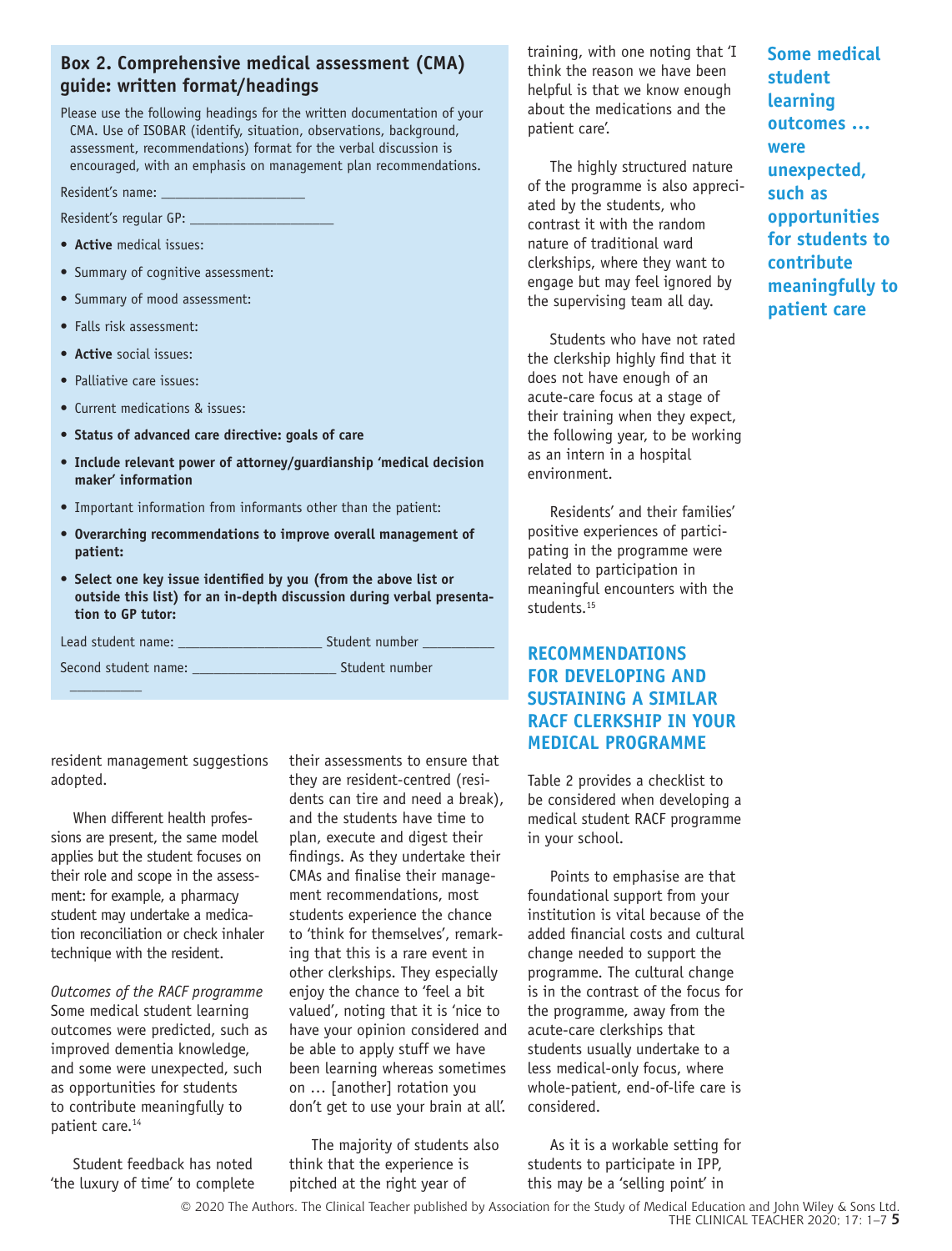## Box 2. Comprehensive medical assessment (CMA) guide: written format/headings

Please use the following headings for the written documentation of your CMA. Use of ISOBAR (identify, situation, observations, background, assessment, recommendations) format for the verbal discussion is encouraged, with an emphasis on management plan recommendations.

Resident's name: ____________________

Resident's regular GP: ____________________

- **Active** medical issues:
- Summary of cognitive assessment:
- Summary of mood assessment:
- Falls risk assessment:
- **Active** social issues:
- Palliative care issues:
- Current medications & issues:
- **Status of advanced care directive: goals of care**
- **Include relevant power of attorney/guardianship 'medical decision maker' information**
- Important information from informants other than the patient:
- **Overarching recommendations to improve overall management of patient:**
- **Select one key issue identified by you (from the above list or outside this list) for an in-depth discussion during verbal presentation to GP tutor:**

Lead student name: ____________________ Student number __________

Second student name: ____________________ Student number __________

resident management suggestions adopted.

When different health professions are present, the same model applies but the student focuses on their role and scope in the assessment: for example, a pharmacy student may undertake a medication reconciliation or check inhaler technique with the resident.

*Outcomes of the RACF programme*

Some medical student learning outcomes were predicted, such as improved dementia knowledge, and some were unexpected, such as opportunities for students to contribute meaningfully to patient care.[14]

Student feedback has noted 'the luxury of time' to complete their assessments to ensure that they are resident-centred (residents can tire and need a break), and the students have time to plan, execute and digest their findings. As they undertake their CMAs and finalise their management recommendations, most students experience the chance to 'think for themselves', remarking that this is a rare event in other clerkships. They especially enjoy the chance to 'feel a bit valued', noting that it is 'nice to have your opinion considered and be able to apply stuff we have been learning whereas sometimes on … [another] rotation you don't get to use your brain at all'.

The majority of students also think that the experience is pitched at the right year of training, with one noting that 'I think the reason we have been helpful is that we know enough about the medications and the patient care'.

The highly structured nature of the programme is also appreciated by the students, who contrast it with the random nature of traditional ward clerkships, where they want to engage but may feel ignored by the supervising team all day.

Students who have not rated the clerkship highly find that it does not have enough of an acute-care focus at a stage of their training when they expect, the following year, to be working as an intern in a hospital environment.

Residents' and their families' positive experiences of participating in the programme were related to participation in meaningful encounters with the students.[15]

**Some medical student learning outcomes … were unexpected, such as opportunities for students to contribute meaningfully to patient care**

## RECOMMENDATIONS FOR DEVELOPING AND SUSTAINING A SIMILAR RACF CLERKSHIP IN YOUR MEDICAL PROGRAMME

Table 2 provides a checklist to be considered when developing a medical student RACF programme in your school.

Points to emphasise are that foundational support from your institution is vital because of the added financial costs and cultural change needed to support the programme. The cultural change is in the contrast of the focus for the programme, away from the acute-care clerkships that students usually undertake to a less medical-only focus, where whole-patient, end-of-life care is considered.

As it is a workable setting for students to participate in IPP, this may be a 'selling point' in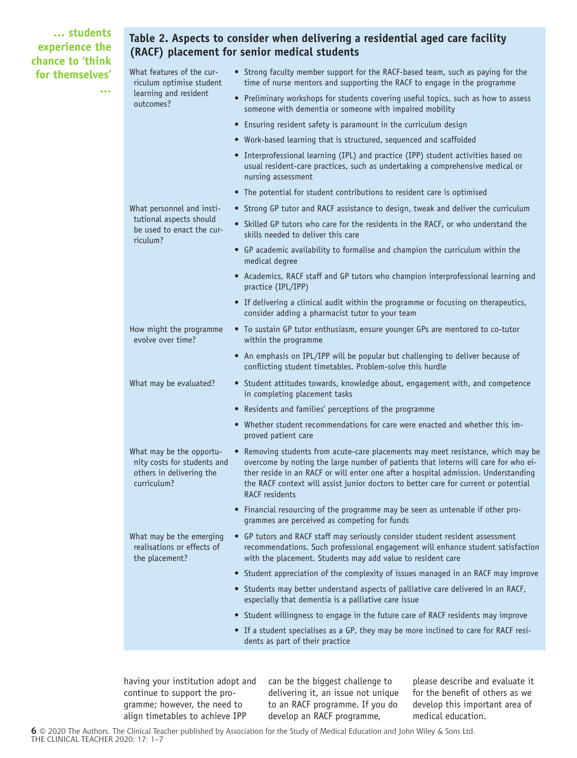**… students experience the chance to 'think for themselves' …**

**Table 2. Aspects to consider when delivering a residential aged care facility (RACF) placement for senior medical students**

| | |
|---|---|
| What features of the curriculum optimise student learning and resident outcomes? | • Strong faculty member support for the RACF-based team, such as paying for the time of nurse mentors and supporting the RACF to engage in the programme<br>• Preliminary workshops for students covering useful topics, such as how to assess someone with dementia or someone with impaired mobility<br>• Ensuring resident safety is paramount in the curriculum design<br>• Work-based learning that is structured, sequenced and scaffolded<br>• Interprofessional learning (IPL) and practice (IPP) student activities based on usual resident-care practices, such as undertaking a comprehensive medical or nursing assessment<br>• The potential for student contributions to resident care is optimised |
| What personnel and institutional aspects should be used to enact the curriculum? | • Strong GP tutor and RACF assistance to design, tweak and deliver the curriculum<br>• Skilled GP tutors who care for the residents in the RACF, or who understand the skills needed to deliver this care<br>• GP academic availability to formalise and champion the curriculum within the medical degree<br>• Academics, RACF staff and GP tutors who champion interprofessional learning and practice (IPL/IPP)<br>• If delivering a clinical audit within the programme or focusing on therapeutics, consider adding a pharmacist tutor to your team |
| How might the programme evolve over time? | • To sustain GP tutor enthusiasm, ensure younger GPs are mentored to co-tutor within the programme<br>• An emphasis on IPL/IPP will be popular but challenging to deliver because of conflicting student timetables. Problem-solve this hurdle |
| What may be evaluated? | • Student attitudes towards, knowledge about, engagement with, and competence in completing placement tasks<br>• Residents and families' perceptions of the programme<br>• Whether student recommendations for care were enacted and whether this improved patient care |
| What may be the opportunity costs for students and others in delivering the curriculum? | • Removing students from acute-care placements may meet resistance, which may be overcome by noting the large number of patients that interns will care for who either reside in an RACF or will enter one after a hospital admission. Understanding the RACF context will assist junior doctors to better care for current or potential RACF residents<br>• Financial resourcing of the programme may be seen as untenable if other programmes are perceived as competing for funds |
| What may be the emerging realisations or effects of the placement? | • GP tutors and RACF staff may seriously consider student resident assessment recommendations. Such professional engagement will enhance student satisfaction with the placement. Students may add value to resident care<br>• Student appreciation of the complexity of issues managed in an RACF may improve<br>• Students may better understand aspects of palliative care delivered in an RACF, especially that dementia is a palliative care issue<br>• Student willingness to engage in the future care of RACF residents may improve<br>• If a student specialises as a GP, they may be more inclined to care for RACF residents as part of their practice |

having your institution adopt and continue to support the programme; however, the need to align timetables to achieve IPP can be the biggest challenge to delivering it, an issue not unique to an RACF programme. If you do develop an RACF programme, please describe and evaluate it for the benefit of others as we develop this important area of medical education.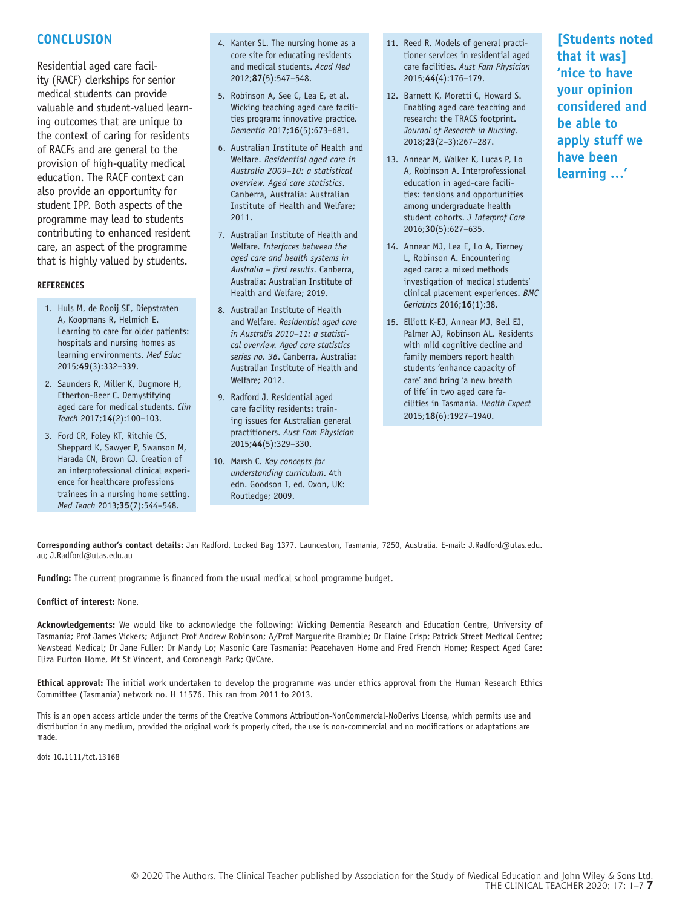## CONCLUSION

Residential aged care facility (RACF) clerkships for senior medical students can provide valuable and student-valued learning outcomes that are unique to the context of caring for residents of RACFs and are general to the provision of high-quality medical education. The RACF context can also provide an opportunity for student IPP. Both aspects of the programme may lead to students contributing to enhanced resident care, an aspect of the programme that is highly valued by students.

**[Students noted that it was] 'nice to have your opinion considered and be able to apply stuff we have been learning ...'**

#### REFERENCES

1. Huls M, de Rooij SE, Diepstraten A, Koopmans R, Helmich E. Learning to care for older patients: hospitals and nursing homes as learning environments. *Med Educ* 2015;**49**(3):332–339.
2. Saunders R, Miller K, Dugmore H, Etherton-Beer C. Demystifying aged care for medical students. *Clin Teach* 2017;**14**(2):100–103.
3. Ford CR, Foley KT, Ritchie CS, Sheppard K, Sawyer P, Swanson M, Harada CN, Brown CJ. Creation of an interprofessional clinical experience for healthcare professions trainees in a nursing home setting. *Med Teach* 2013;**35**(7):544–548.
4. Kanter SL. The nursing home as a core site for educating residents and medical students. *Acad Med* 2012;**87**(5):547–548.
5. Robinson A, See C, Lea E, et al. Wicking teaching aged care facilities program: innovative practice. *Dementia* 2017;**16**(5):673–681.
6. Australian Institute of Health and Welfare. *Residential aged care in Australia 2009–10: a statistical overview. Aged care statistics*. Canberra, Australia: Australian Institute of Health and Welfare; 2011.
7. Australian Institute of Health and Welfare. *Interfaces between the aged care and health systems in Australia – first results*. Canberra, Australia: Australian Institute of Health and Welfare; 2019.
8. Australian Institute of Health and Welfare. *Residential aged care in Australia 2010–11: a statistical overview. Aged care statistics series no. 36*. Canberra, Australia: Australian Institute of Health and Welfare; 2012.
9. Radford J. Residential aged care facility residents: training issues for Australian general practitioners. *Aust Fam Physician* 2015;**44**(5):329–330.
10. Marsh C. *Key concepts for understanding curriculum*. 4th edn. Goodson I, ed. Oxon, UK: Routledge; 2009.
11. Reed R. Models of general practitioner services in residential aged care facilities. *Aust Fam Physician* 2015;**44**(4):176–179.
12. Barnett K, Moretti C, Howard S. Enabling aged care teaching and research: the TRACS footprint. *Journal of Research in Nursing.* 2018;**23**(2–3):267–287.
13. Annear M, Walker K, Lucas P, Lo A, Robinson A. Interprofessional education in aged-care facilities: tensions and opportunities among undergraduate health student cohorts. *J Interprof Care* 2016;**30**(5):627–635.
14. Annear MJ, Lea E, Lo A, Tierney L, Robinson A. Encountering aged care: a mixed methods investigation of medical students' clinical placement experiences. *BMC Geriatrics* 2016;**16**(1):38.
15. Elliott K-EJ, Annear MJ, Bell EJ, Palmer AJ, Robinson AL. Residents with mild cognitive decline and family members report health students 'enhance capacity of care' and bring 'a new breath of life' in two aged care facilities in Tasmania. *Health Expect* 2015;**18**(6):1927–1940.

**Corresponding author's contact details:** Jan Radford, Locked Bag 1377, Launceston, Tasmania, 7250, Australia. E-mail: J.Radford@utas.edu.au; J.Radford@utas.edu.au

**Funding:** The current programme is financed from the usual medical school programme budget.

**Conflict of interest:** None.

**Acknowledgements:** We would like to acknowledge the following: Wicking Dementia Research and Education Centre, University of Tasmania; Prof James Vickers; Adjunct Prof Andrew Robinson; A/Prof Marguerite Bramble; Dr Elaine Crisp; Patrick Street Medical Centre; Newstead Medical; Dr Jane Fuller; Dr Mandy Lo; Masonic Care Tasmania: Peacehaven Home and Fred French Home; Respect Aged Care: Eliza Purton Home, Mt St Vincent, and Coroneagh Park; QVCare.

**Ethical approval:** The initial work undertaken to develop the programme was under ethics approval from the Human Research Ethics Committee (Tasmania) network no. H 11576. This ran from 2011 to 2013.

This is an open access article under the terms of the Creative Commons Attribution-NonCommercial-NoDerivs License, which permits use and distribution in any medium, provided the original work is properly cited, the use is non-commercial and no modifications or adaptations are made.

doi: 10.1111/tct.13168

© 2020 The Authors. The Clinical Teacher published by Association for the Study of Medical Education and John Wiley & Sons Ltd.